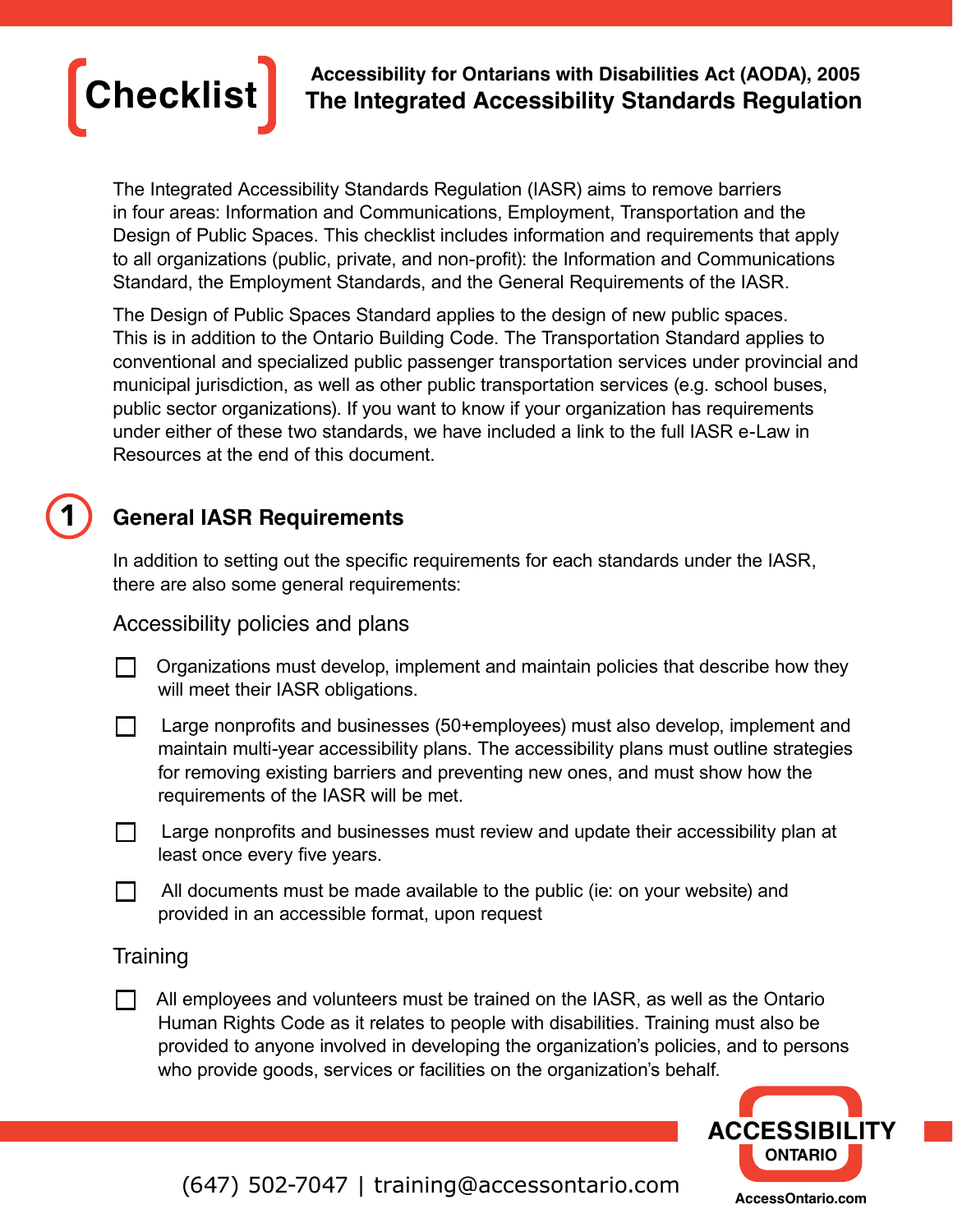# Checklist

**Accessibility for Ontarians with Disabilities Act (AODA), 2005**
**The Integrated Accessibility Standards Regulation**

The Integrated Accessibility Standards Regulation (IASR) aims to remove barriers in four areas: Information and Communications, Employment, Transportation and the Design of Public Spaces. This checklist includes information and requirements that apply to all organizations (public, private, and non-profit): the Information and Communications Standard, the Employment Standards, and the General Requirements of the IASR.

The Design of Public Spaces Standard applies to the design of new public spaces. This is in addition to the Ontario Building Code. The Transportation Standard applies to conventional and specialized public passenger transportation services under provincial and municipal jurisdiction, as well as other public transportation services (e.g. school buses, public sector organizations). If you want to know if your organization has requirements under either of these two standards, we have included a link to the full IASR e-Law in Resources at the end of this document.

## 1 General IASR Requirements

In addition to setting out the specific requirements for each standards under the IASR, there are also some general requirements:

### Accessibility policies and plans

- [ ] Organizations must develop, implement and maintain policies that describe how they will meet their IASR obligations.
- [ ] Large nonprofits and businesses (50+employees) must also develop, implement and maintain multi-year accessibility plans. The accessibility plans must outline strategies for removing existing barriers and preventing new ones, and must show how the requirements of the IASR will be met.
- [ ] Large nonprofits and businesses must review and update their accessibility plan at least once every five years.
- [ ] All documents must be made available to the public (ie: on your website) and provided in an accessible format, upon request

### Training

- [ ] All employees and volunteers must be trained on the IASR, as well as the Ontario Human Rights Code as it relates to people with disabilities. Training must also be provided to anyone involved in developing the organization's policies, and to persons who provide goods, services or facilities on the organization's behalf.

(647) 502-7047 | training@accessontario.com

ACCESSIBILITY ONTARIO
AccessOntario.com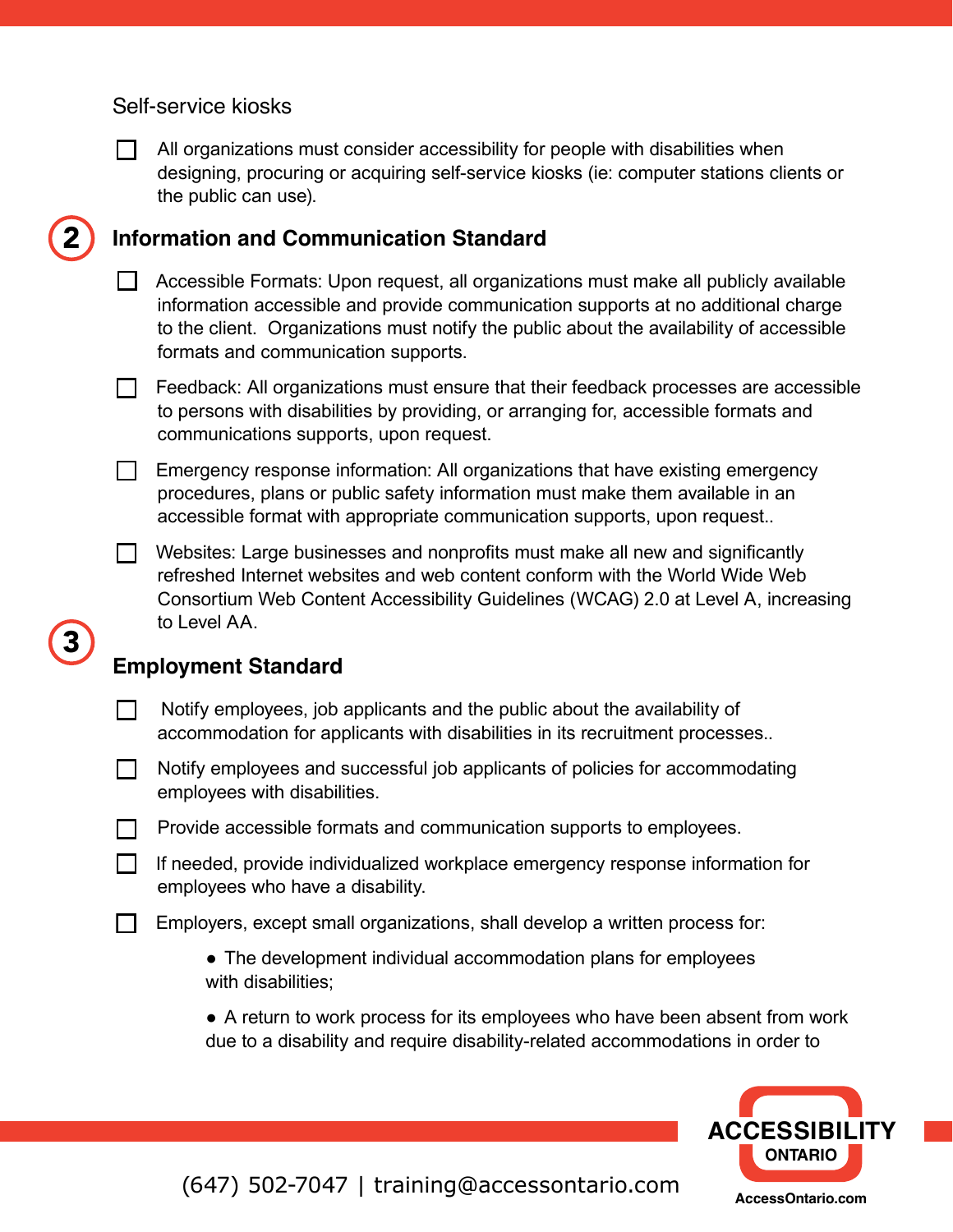Self-service kiosks

- [ ] All organizations must consider accessibility for people with disabilities when designing, procuring or acquiring self-service kiosks (ie: computer stations clients or the public can use).

## 2 Information and Communication Standard

- [ ] Accessible Formats: Upon request, all organizations must make all publicly available information accessible and provide communication supports at no additional charge to the client. Organizations must notify the public about the availability of accessible formats and communication supports.
- [ ] Feedback: All organizations must ensure that their feedback processes are accessible to persons with disabilities by providing, or arranging for, accessible formats and communications supports, upon request.
- [ ] Emergency response information: All organizations that have existing emergency procedures, plans or public safety information must make them available in an accessible format with appropriate communication supports, upon request..
- [ ] Websites: Large businesses and nonprofits must make all new and significantly refreshed Internet websites and web content conform with the World Wide Web Consortium Web Content Accessibility Guidelines (WCAG) 2.0 at Level A, increasing to Level AA.

## 3 Employment Standard

- [ ] Notify employees, job applicants and the public about the availability of accommodation for applicants with disabilities in its recruitment processes..
- [ ] Notify employees and successful job applicants of policies for accommodating employees with disabilities.
- [ ] Provide accessible formats and communication supports to employees.
- [ ] If needed, provide individualized workplace emergency response information for employees who have a disability.
- [ ] Employers, except small organizations, shall develop a written process for:
  - The development individual accommodation plans for employees with disabilities;
  - A return to work process for its employees who have been absent from work due to a disability and require disability-related accommodations in order to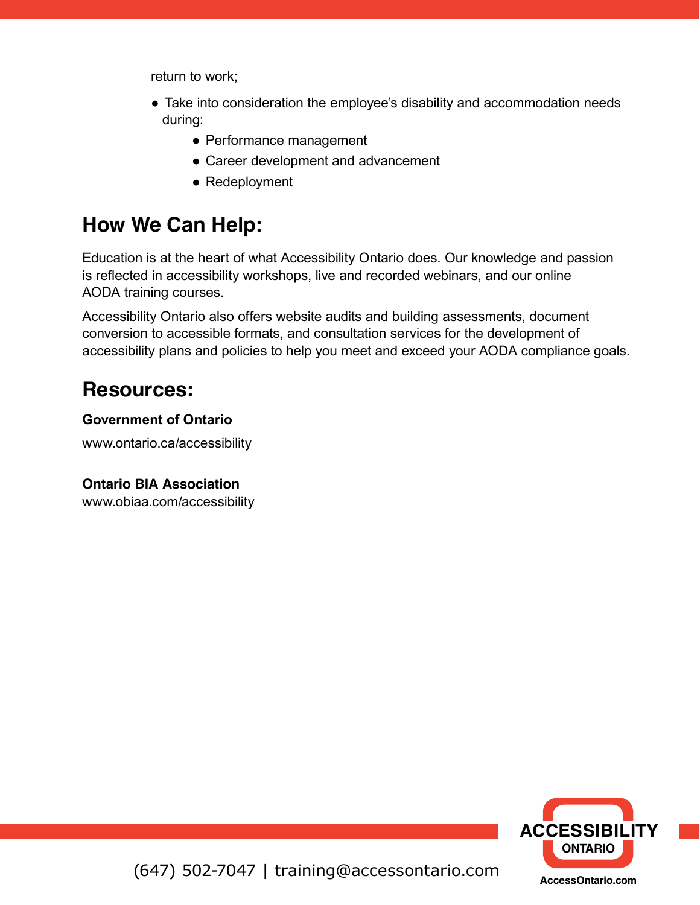return to work;

- Take into consideration the employee's disability and accommodation needs during:
  - Performance management
  - Career development and advancement
  - Redeployment

## How We Can Help:

Education is at the heart of what Accessibility Ontario does. Our knowledge and passion is reflected in accessibility workshops, live and recorded webinars, and our online AODA training courses.

Accessibility Ontario also offers website audits and building assessments, document conversion to accessible formats, and consultation services for the development of accessibility plans and policies to help you meet and exceed your AODA compliance goals.

## Resources:

**Government of Ontario**

www.ontario.ca/accessibility

**Ontario BIA Association**

www.obiaa.com/accessibility